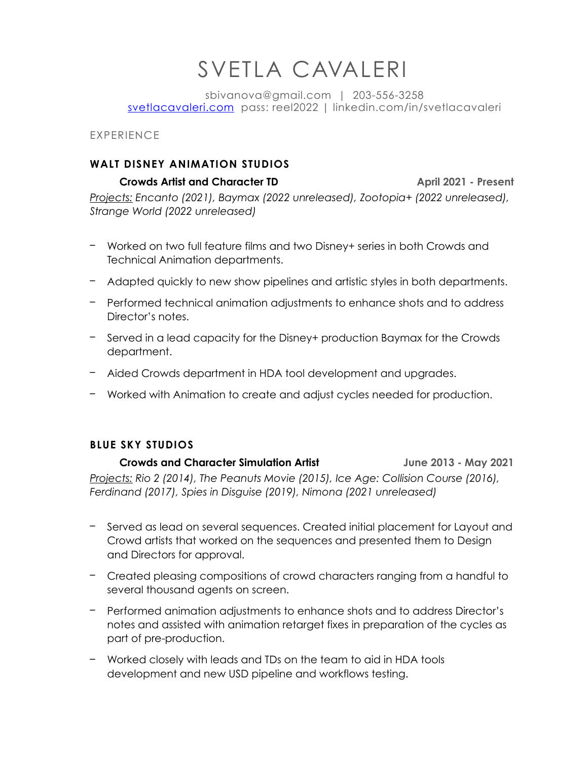# SVETLA CAVALERI

sbivanova@gmail.com | 203-556-3258
[svetlacavaleri.com](https://svetlacavaleri.com) pass: reel2022 | linkedin.com/in/svetlacavaleri

## EXPERIENCE

### WALT DISNEY ANIMATION STUDIOS

**Crowds Artist and Character TD** **April 2021 - Present**

*Projects: Encanto (2021), Baymax (2022 unreleased), Zootopia+ (2022 unreleased), Strange World (2022 unreleased)*

- Worked on two full feature films and two Disney+ series in both Crowds and Technical Animation departments.
- Adapted quickly to new show pipelines and artistic styles in both departments.
- Performed technical animation adjustments to enhance shots and to address Director's notes.
- Served in a lead capacity for the Disney+ production Baymax for the Crowds department.
- Aided Crowds department in HDA tool development and upgrades.
- Worked with Animation to create and adjust cycles needed for production.

### BLUE SKY STUDIOS

**Crowds and Character Simulation Artist** **June 2013 - May 2021**

*Projects: Rio 2 (2014), The Peanuts Movie (2015), Ice Age: Collision Course (2016), Ferdinand (2017), Spies in Disguise (2019), Nimona (2021 unreleased)*

- Served as lead on several sequences. Created initial placement for Layout and Crowd artists that worked on the sequences and presented them to Design and Directors for approval.
- Created pleasing compositions of crowd characters ranging from a handful to several thousand agents on screen.
- Performed animation adjustments to enhance shots and to address Director's notes and assisted with animation retarget fixes in preparation of the cycles as part of pre-production.
- Worked closely with leads and TDs on the team to aid in HDA tools development and new USD pipeline and workflows testing.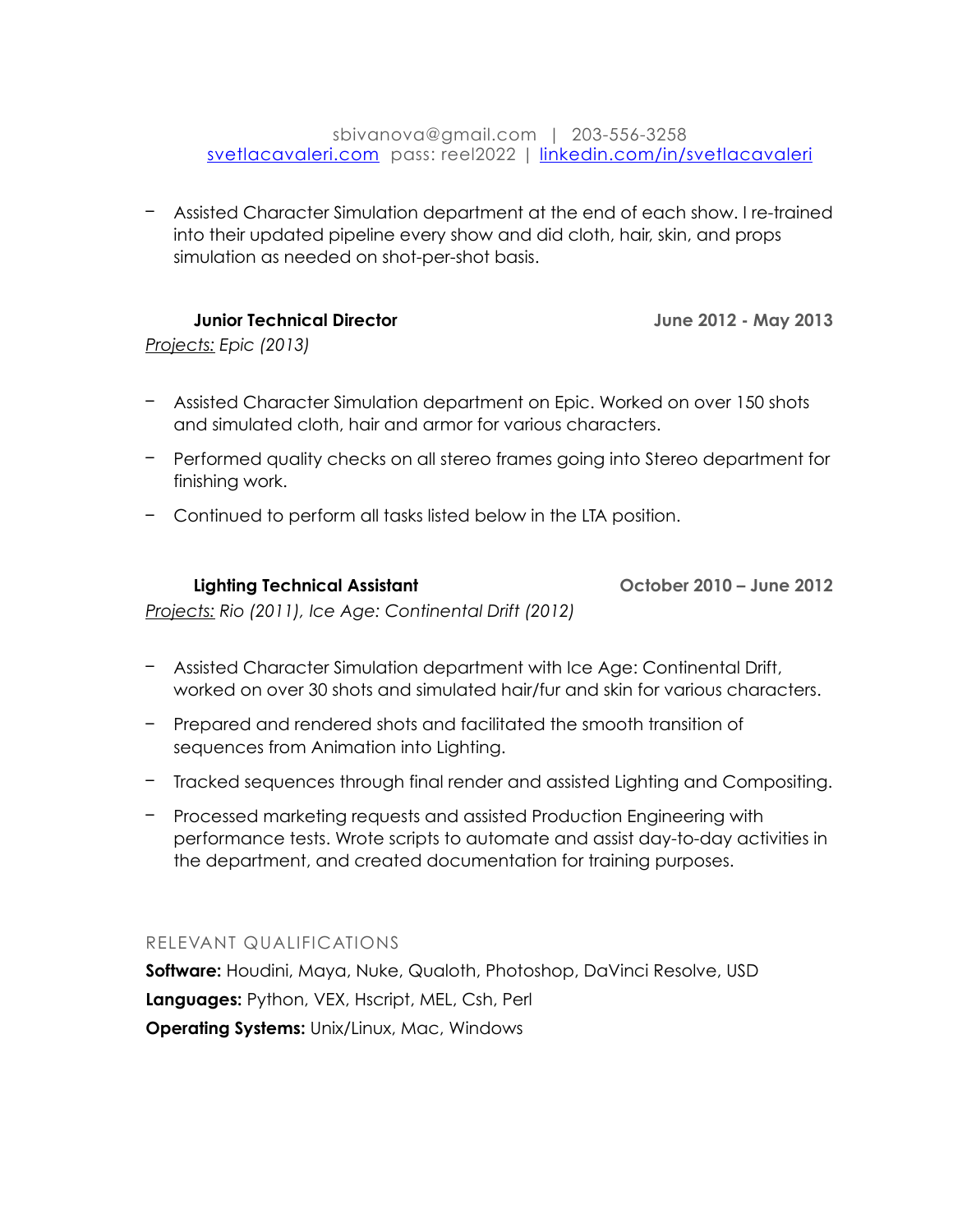sbivanova@gmail.com | 203-556-3258
[svetlacavaleri.com](svetlacavaleri.com) pass: reel2022 | [linkedin.com/in/svetlacavaleri](linkedin.com/in/svetlacavaleri)

- Assisted Character Simulation department at the end of each show. I re-trained into their updated pipeline every show and did cloth, hair, skin, and props simulation as needed on shot-per-shot basis.

**Junior Technical Director** **June 2012 - May 2013**

*Projects: Epic (2013)*

- Assisted Character Simulation department on Epic. Worked on over 150 shots and simulated cloth, hair and armor for various characters.
- Performed quality checks on all stereo frames going into Stereo department for finishing work.
- Continued to perform all tasks listed below in the LTA position.

**Lighting Technical Assistant** **October 2010 – June 2012**

*Projects: Rio (2011), Ice Age: Continental Drift (2012)*

- Assisted Character Simulation department with Ice Age: Continental Drift, worked on over 30 shots and simulated hair/fur and skin for various characters.
- Prepared and rendered shots and facilitated the smooth transition of sequences from Animation into Lighting.
- Tracked sequences through final render and assisted Lighting and Compositing.
- Processed marketing requests and assisted Production Engineering with performance tests. Wrote scripts to automate and assist day-to-day activities in the department, and created documentation for training purposes.

## RELEVANT QUALIFICATIONS

**Software:** Houdini, Maya, Nuke, Qualoth, Photoshop, DaVinci Resolve, USD

**Languages:** Python, VEX, Hscript, MEL, Csh, Perl

**Operating Systems:** Unix/Linux, Mac, Windows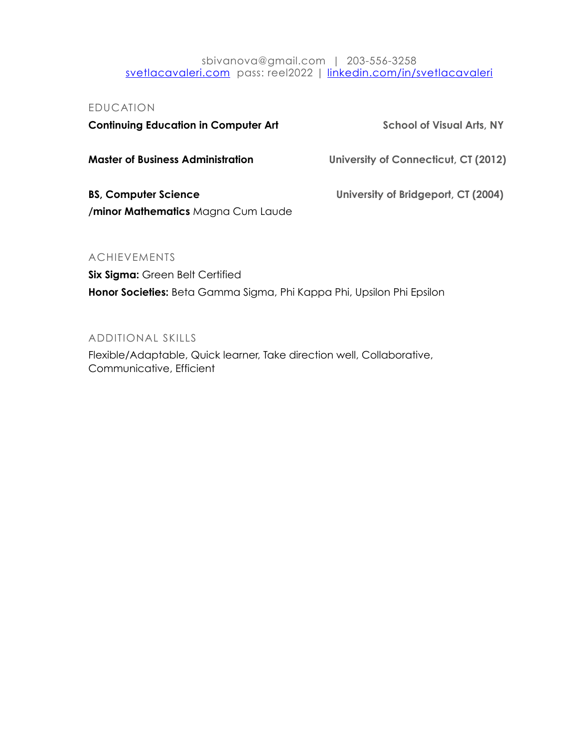sbivanova@gmail.com | 203-556-3258
[svetlacavaleri.com](svetlacavaleri.com) pass: reel2022 | [linkedin.com/in/svetlacavaleri](linkedin.com/in/svetlacavaleri)

## EDUCATION

**Continuing Education in Computer Art** — **School of Visual Arts, NY**

**Master of Business Administration** — **University of Connecticut, CT (2012)**

**BS, Computer Science /minor Mathematics** Magna Cum Laude — **University of Bridgeport, CT (2004)**

## ACHIEVEMENTS

**Six Sigma:** Green Belt Certified
**Honor Societies:** Beta Gamma Sigma, Phi Kappa Phi, Upsilon Phi Epsilon

## ADDITIONAL SKILLS

Flexible/Adaptable, Quick learner, Take direction well, Collaborative, Communicative, Efficient